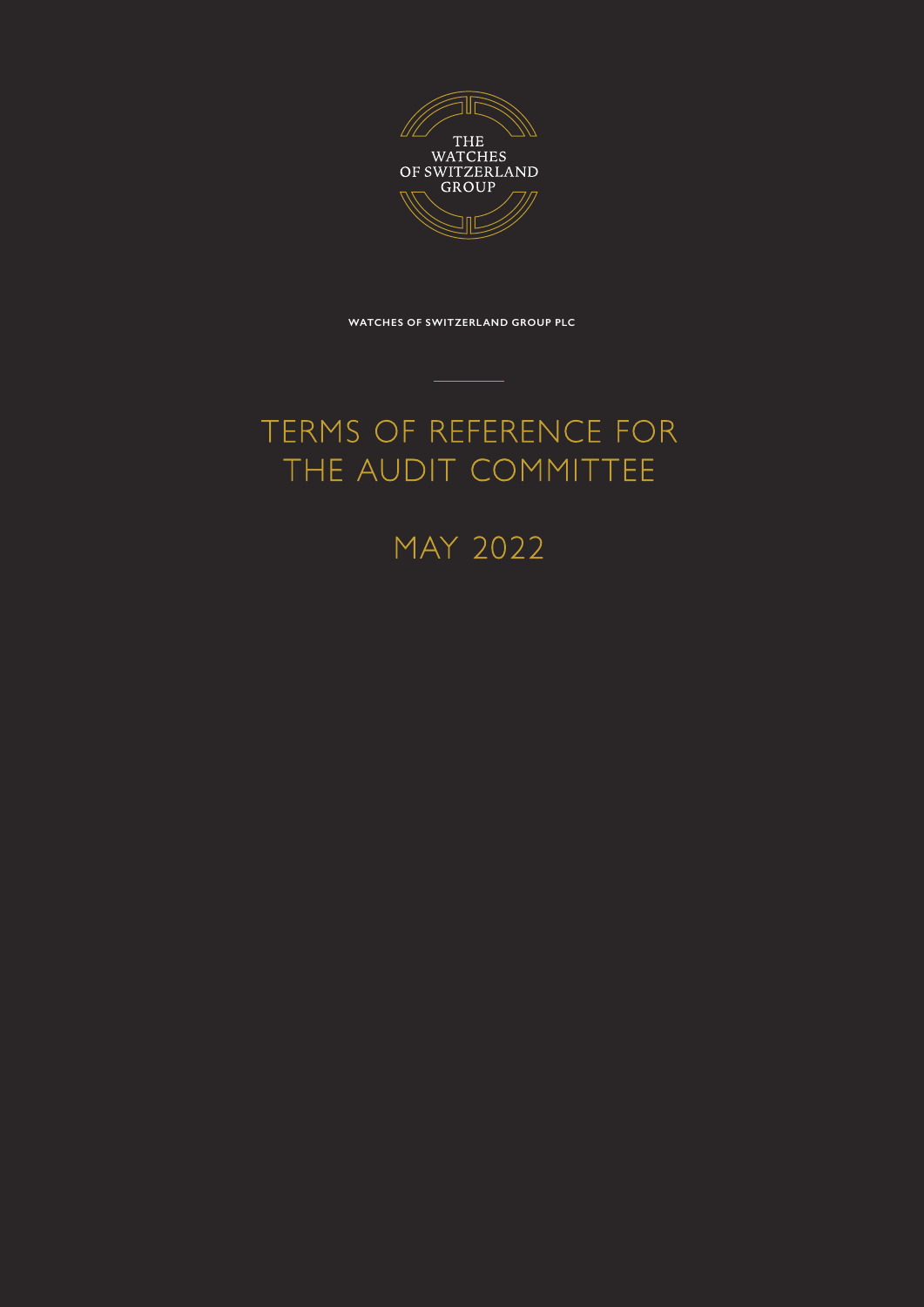THE WATCHES OF SWITZERLAND GROUP

WATCHES OF SWITZERLAND GROUP PLC

# TERMS OF REFERENCE FOR THE AUDIT COMMITTEE

## MAY 2022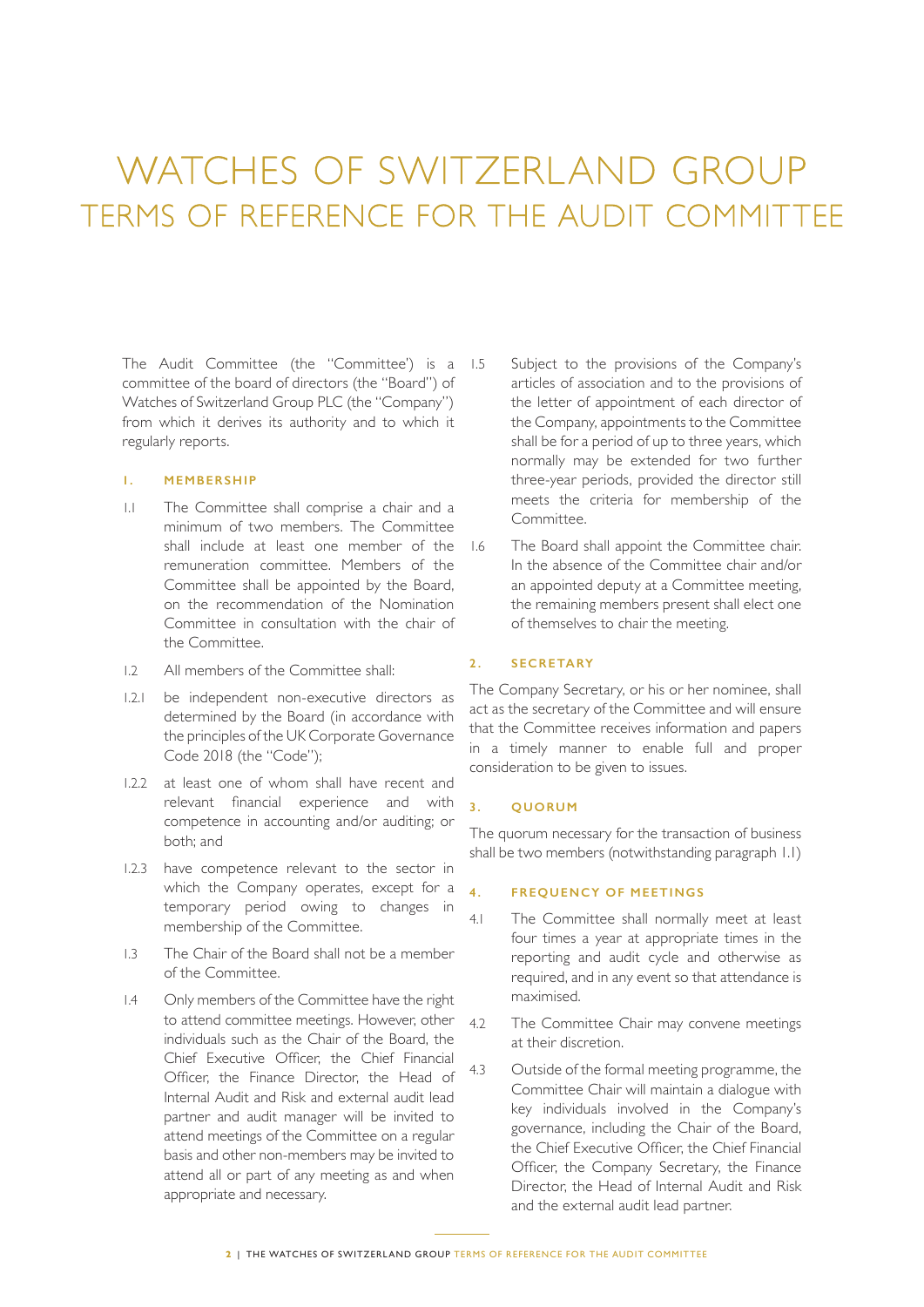# WATCHES OF SWITZERLAND GROUP

## TERMS OF REFERENCE FOR THE AUDIT COMMITTEE

The Audit Committee (the "Committee') is a committee of the board of directors (the "Board") of Watches of Switzerland Group PLC (the "Company") from which it derives its authority and to which it regularly reports.

### 1. MEMBERSHIP

1.1 The Committee shall comprise a chair and a minimum of two members. The Committee shall include at least one member of the remuneration committee. Members of the Committee shall be appointed by the Board, on the recommendation of the Nomination Committee in consultation with the chair of the Committee.

1.2 All members of the Committee shall:

1.2.1 be independent non-executive directors as determined by the Board (in accordance with the principles of the UK Corporate Governance Code 2018 (the "Code");

1.2.2 at least one of whom shall have recent and relevant financial experience and with competence in accounting and/or auditing; or both; and

1.2.3 have competence relevant to the sector in which the Company operates, except for a temporary period owing to changes in membership of the Committee.

1.3 The Chair of the Board shall not be a member of the Committee.

1.4 Only members of the Committee have the right to attend committee meetings. However, other individuals such as the Chair of the Board, the Chief Executive Officer, the Chief Financial Officer, the Finance Director, the Head of Internal Audit and Risk and external audit lead partner and audit manager will be invited to attend meetings of the Committee on a regular basis and other non-members may be invited to attend all or part of any meeting as and when appropriate and necessary.

1.5 Subject to the provisions of the Company's articles of association and to the provisions of the letter of appointment of each director of the Company, appointments to the Committee shall be for a period of up to three years, which normally may be extended for two further three-year periods, provided the director still meets the criteria for membership of the Committee.

1.6 The Board shall appoint the Committee chair. In the absence of the Committee chair and/or an appointed deputy at a Committee meeting, the remaining members present shall elect one of themselves to chair the meeting.

### 2. SECRETARY

The Company Secretary, or his or her nominee, shall act as the secretary of the Committee and will ensure that the Committee receives information and papers in a timely manner to enable full and proper consideration to be given to issues.

### 3. QUORUM

The quorum necessary for the transaction of business shall be two members (notwithstanding paragraph 1.1)

### 4. FREQUENCY OF MEETINGS

4.1 The Committee shall normally meet at least four times a year at appropriate times in the reporting and audit cycle and otherwise as required, and in any event so that attendance is maximised.

4.2 The Committee Chair may convene meetings at their discretion.

4.3 Outside of the formal meeting programme, the Committee Chair will maintain a dialogue with key individuals involved in the Company's governance, including the Chair of the Board, the Chief Executive Officer, the Chief Financial Officer, the Company Secretary, the Finance Director, the Head of Internal Audit and Risk and the external audit lead partner.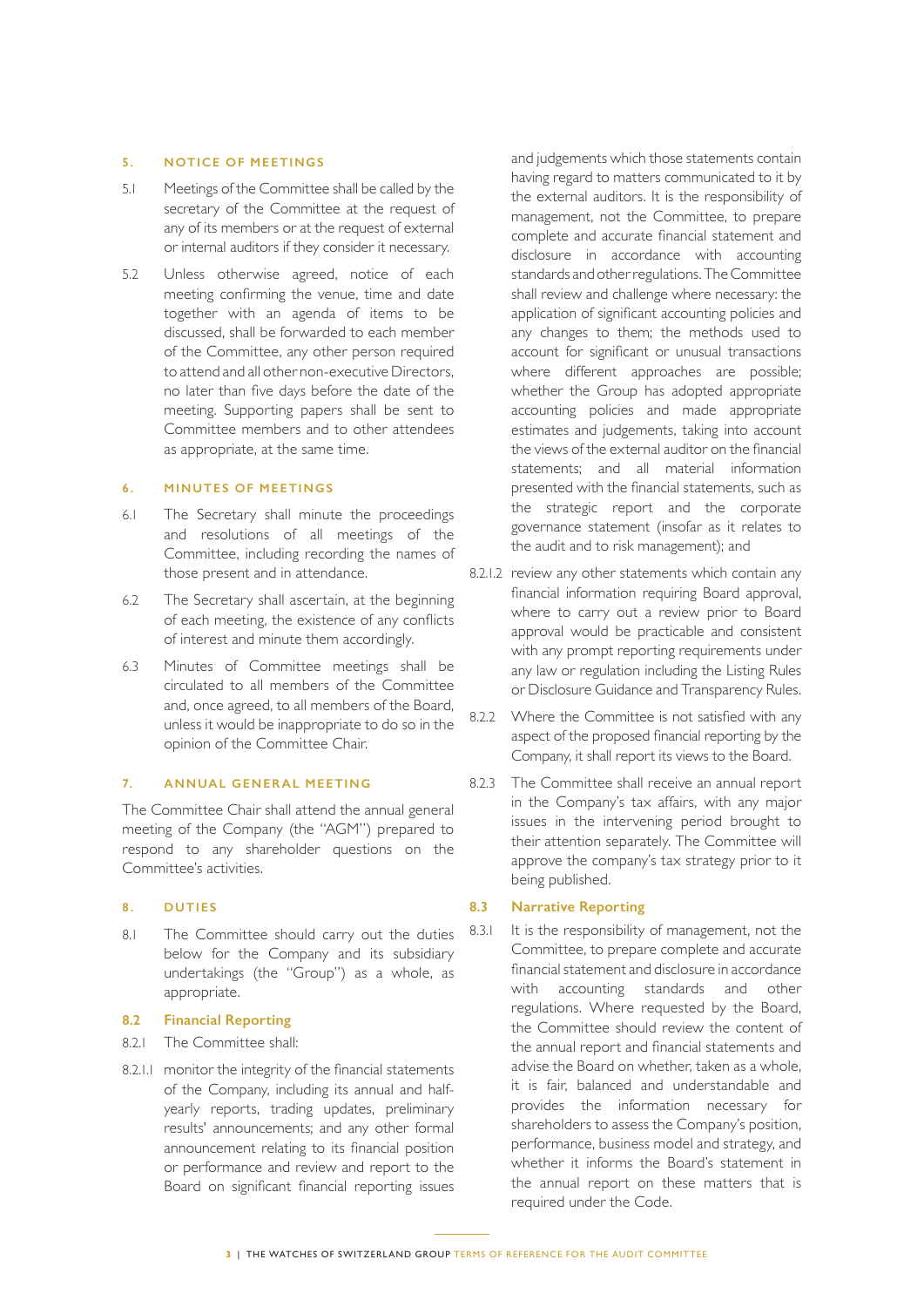## 5. NOTICE OF MEETINGS

5.1 Meetings of the Committee shall be called by the secretary of the Committee at the request of any of its members or at the request of external or internal auditors if they consider it necessary.

5.2 Unless otherwise agreed, notice of each meeting confirming the venue, time and date together with an agenda of items to be discussed, shall be forwarded to each member of the Committee, any other person required to attend and all other non-executive Directors, no later than five days before the date of the meeting. Supporting papers shall be sent to Committee members and to other attendees as appropriate, at the same time.

## 6. MINUTES OF MEETINGS

6.1 The Secretary shall minute the proceedings and resolutions of all meetings of the Committee, including recording the names of those present and in attendance.

6.2 The Secretary shall ascertain, at the beginning of each meeting, the existence of any conflicts of interest and minute them accordingly.

6.3 Minutes of Committee meetings shall be circulated to all members of the Committee and, once agreed, to all members of the Board, unless it would be inappropriate to do so in the opinion of the Committee Chair.

## 7. ANNUAL GENERAL MEETING

The Committee Chair shall attend the annual general meeting of the Company (the "AGM") prepared to respond to any shareholder questions on the Committee's activities.

## 8. DUTIES

8.1 The Committee should carry out the duties below for the Company and its subsidiary undertakings (the "Group") as a whole, as appropriate.

### 8.2 Financial Reporting

8.2.1 The Committee shall:

8.2.1.1 monitor the integrity of the financial statements of the Company, including its annual and half-yearly reports, trading updates, preliminary results' announcements; and any other formal announcement relating to its financial position or performance and review and report to the Board on significant financial reporting issues and judgements which those statements contain having regard to matters communicated to it by the external auditors. It is the responsibility of management, not the Committee, to prepare complete and accurate financial statement and disclosure in accordance with accounting standards and other regulations. The Committee shall review and challenge where necessary: the application of significant accounting policies and any changes to them; the methods used to account for significant or unusual transactions where different approaches are possible; whether the Group has adopted appropriate accounting policies and made appropriate estimates and judgements, taking into account the views of the external auditor on the financial statements; and all material information presented with the financial statements, such as the strategic report and the corporate governance statement (insofar as it relates to the audit and to risk management); and

8.2.1.2 review any other statements which contain any financial information requiring Board approval, where to carry out a review prior to Board approval would be practicable and consistent with any prompt reporting requirements under any law or regulation including the Listing Rules or Disclosure Guidance and Transparency Rules.

8.2.2 Where the Committee is not satisfied with any aspect of the proposed financial reporting by the Company, it shall report its views to the Board.

8.2.3 The Committee shall receive an annual report in the Company's tax affairs, with any major issues in the intervening period brought to their attention separately. The Committee will approve the company's tax strategy prior to it being published.

### 8.3 Narrative Reporting

8.3.1 It is the responsibility of management, not the Committee, to prepare complete and accurate financial statement and disclosure in accordance with accounting standards and other regulations. Where requested by the Board, the Committee should review the content of the annual report and financial statements and advise the Board on whether, taken as a whole, it is fair, balanced and understandable and provides the information necessary for shareholders to assess the Company's position, performance, business model and strategy, and whether it informs the Board's statement in the annual report on these matters that is required under the Code.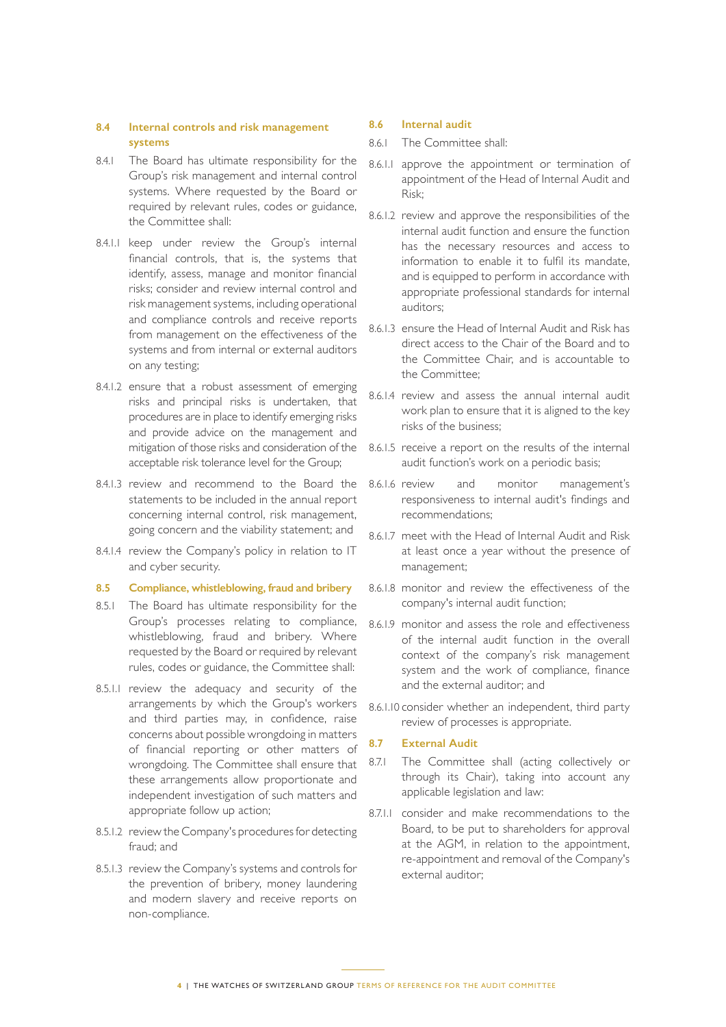### 8.4 Internal controls and risk management systems

8.4.1 The Board has ultimate responsibility for the Group's risk management and internal control systems. Where requested by the Board or required by relevant rules, codes or guidance, the Committee shall:

8.4.1.1 keep under review the Group's internal financial controls, that is, the systems that identify, assess, manage and monitor financial risks; consider and review internal control and risk management systems, including operational and compliance controls and receive reports from management on the effectiveness of the systems and from internal or external auditors on any testing;

8.4.1.2 ensure that a robust assessment of emerging risks and principal risks is undertaken, that procedures are in place to identify emerging risks and provide advice on the management and mitigation of those risks and consideration of the acceptable risk tolerance level for the Group;

8.4.1.3 review and recommend to the Board the statements to be included in the annual report concerning internal control, risk management, going concern and the viability statement; and

8.4.1.4 review the Company's policy in relation to IT and cyber security.

### 8.5 Compliance, whistleblowing, fraud and bribery

8.5.1 The Board has ultimate responsibility for the Group's processes relating to compliance, whistleblowing, fraud and bribery. Where requested by the Board or required by relevant rules, codes or guidance, the Committee shall:

8.5.1.1 review the adequacy and security of the arrangements by which the Group's workers and third parties may, in confidence, raise concerns about possible wrongdoing in matters of financial reporting or other matters of wrongdoing. The Committee shall ensure that these arrangements allow proportionate and independent investigation of such matters and appropriate follow up action;

8.5.1.2 review the Company's procedures for detecting fraud; and

8.5.1.3 review the Company's systems and controls for the prevention of bribery, money laundering and modern slavery and receive reports on non-compliance.

### 8.6 Internal audit

8.6.1 The Committee shall:

8.6.1.1 approve the appointment or termination of appointment of the Head of Internal Audit and Risk;

8.6.1.2 review and approve the responsibilities of the internal audit function and ensure the function has the necessary resources and access to information to enable it to fulfil its mandate, and is equipped to perform in accordance with appropriate professional standards for internal auditors;

8.6.1.3 ensure the Head of Internal Audit and Risk has direct access to the Chair of the Board and to the Committee Chair, and is accountable to the Committee;

8.6.1.4 review and assess the annual internal audit work plan to ensure that it is aligned to the key risks of the business;

8.6.1.5 receive a report on the results of the internal audit function's work on a periodic basis;

8.6.1.6 review and monitor management's responsiveness to internal audit's findings and recommendations;

8.6.1.7 meet with the Head of Internal Audit and Risk at least once a year without the presence of management;

8.6.1.8 monitor and review the effectiveness of the company's internal audit function;

8.6.1.9 monitor and assess the role and effectiveness of the internal audit function in the overall context of the company's risk management system and the work of compliance, finance and the external auditor; and

8.6.1.10 consider whether an independent, third party review of processes is appropriate.

### 8.7 External Audit

8.7.1 The Committee shall (acting collectively or through its Chair), taking into account any applicable legislation and law:

8.7.1.1 consider and make recommendations to the Board, to be put to shareholders for approval at the AGM, in relation to the appointment, re-appointment and removal of the Company's external auditor;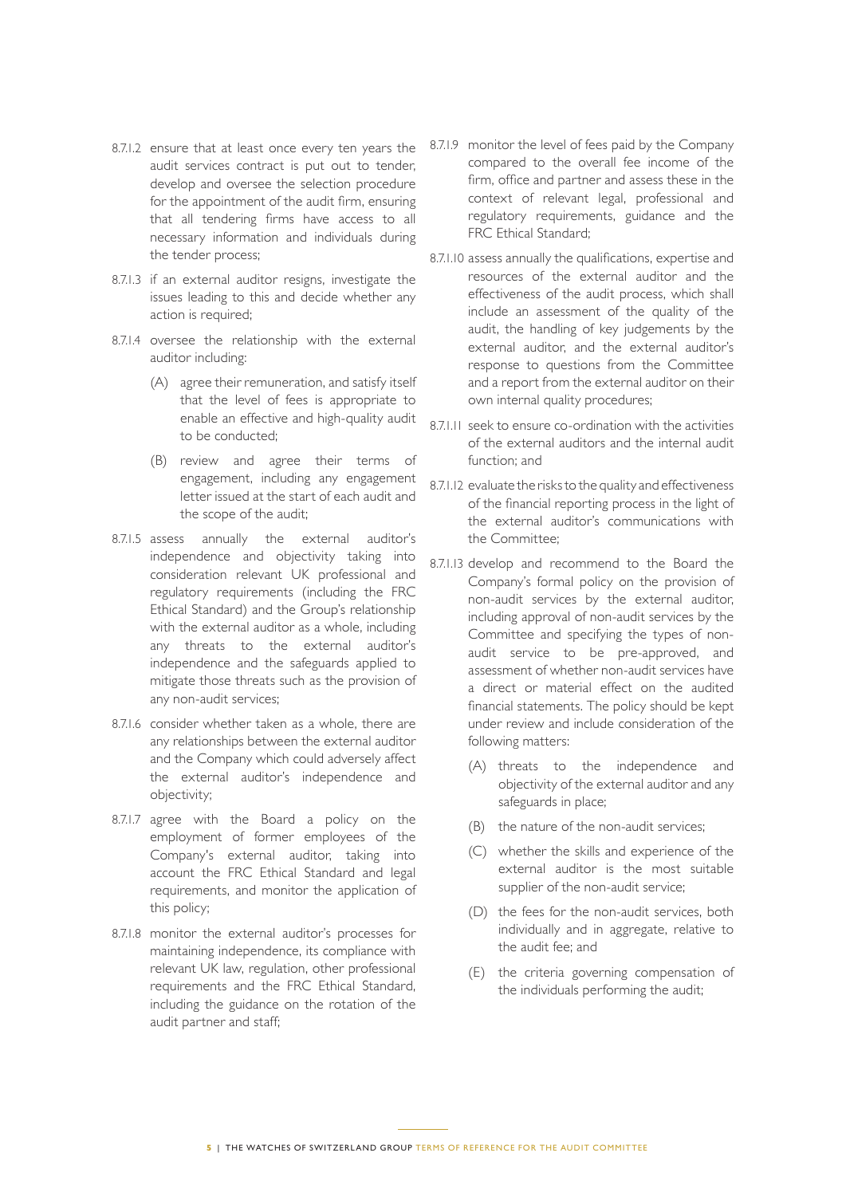8.7.1.2 ensure that at least once every ten years the audit services contract is put out to tender, develop and oversee the selection procedure for the appointment of the audit firm, ensuring that all tendering firms have access to all necessary information and individuals during the tender process;

8.7.1.3 if an external auditor resigns, investigate the issues leading to this and decide whether any action is required;

8.7.1.4 oversee the relationship with the external auditor including:

- (A) agree their remuneration, and satisfy itself that the level of fees is appropriate to enable an effective and high-quality audit to be conducted;
- (B) review and agree their terms of engagement, including any engagement letter issued at the start of each audit and the scope of the audit;

8.7.1.5 assess annually the external auditor's independence and objectivity taking into consideration relevant UK professional and regulatory requirements (including the FRC Ethical Standard) and the Group's relationship with the external auditor as a whole, including any threats to the external auditor's independence and the safeguards applied to mitigate those threats such as the provision of any non-audit services;

8.7.1.6 consider whether taken as a whole, there are any relationships between the external auditor and the Company which could adversely affect the external auditor's independence and objectivity;

8.7.1.7 agree with the Board a policy on the employment of former employees of the Company's external auditor, taking into account the FRC Ethical Standard and legal requirements, and monitor the application of this policy;

8.7.1.8 monitor the external auditor's processes for maintaining independence, its compliance with relevant UK law, regulation, other professional requirements and the FRC Ethical Standard, including the guidance on the rotation of the audit partner and staff;

8.7.1.9 monitor the level of fees paid by the Company compared to the overall fee income of the firm, office and partner and assess these in the context of relevant legal, professional and regulatory requirements, guidance and the FRC Ethical Standard;

8.7.1.10 assess annually the qualifications, expertise and resources of the external auditor and the effectiveness of the audit process, which shall include an assessment of the quality of the audit, the handling of key judgements by the external auditor, and the external auditor's response to questions from the Committee and a report from the external auditor on their own internal quality procedures;

8.7.1.11 seek to ensure co-ordination with the activities of the external auditors and the internal audit function; and

8.7.1.12 evaluate the risks to the quality and effectiveness of the financial reporting process in the light of the external auditor's communications with the Committee;

8.7.1.13 develop and recommend to the Board the Company's formal policy on the provision of non-audit services by the external auditor, including approval of non-audit services by the Committee and specifying the types of non-audit service to be pre-approved, and assessment of whether non-audit services have a direct or material effect on the audited financial statements. The policy should be kept under review and include consideration of the following matters:

- (A) threats to the independence and objectivity of the external auditor and any safeguards in place;
- (B) the nature of the non-audit services;
- (C) whether the skills and experience of the external auditor is the most suitable supplier of the non-audit service;
- (D) the fees for the non-audit services, both individually and in aggregate, relative to the audit fee; and
- (E) the criteria governing compensation of the individuals performing the audit;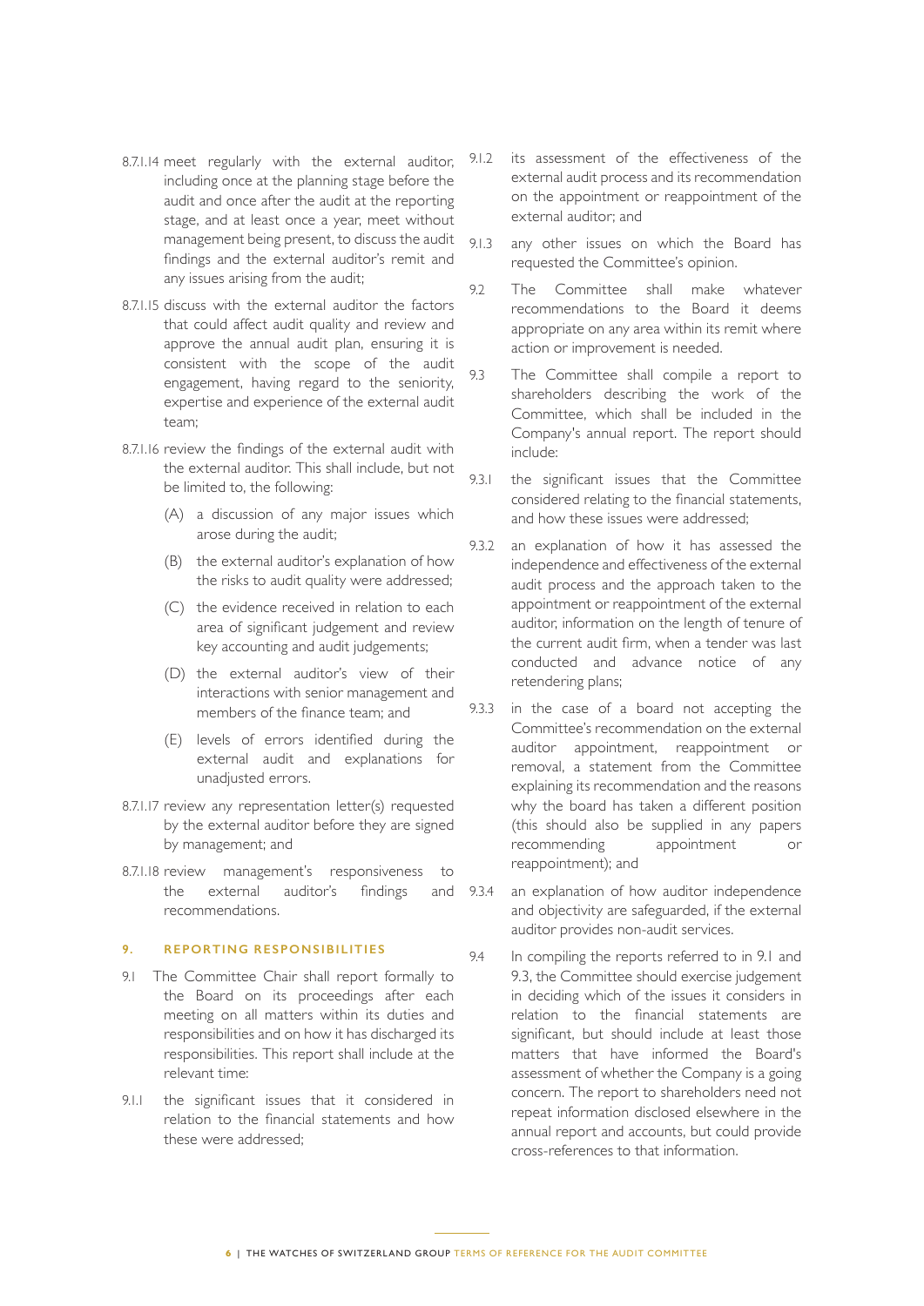8.7.1.14 meet regularly with the external auditor, including once at the planning stage before the audit and once after the audit at the reporting stage, and at least once a year, meet without management being present, to discuss the audit findings and the external auditor's remit and any issues arising from the audit;

8.7.1.15 discuss with the external auditor the factors that could affect audit quality and review and approve the annual audit plan, ensuring it is consistent with the scope of the audit engagement, having regard to the seniority, expertise and experience of the external audit team;

8.7.1.16 review the findings of the external audit with the external auditor. This shall include, but not be limited to, the following:

(A) a discussion of any major issues which arose during the audit;

(B) the external auditor's explanation of how the risks to audit quality were addressed;

(C) the evidence received in relation to each area of significant judgement and review key accounting and audit judgements;

(D) the external auditor's view of their interactions with senior management and members of the finance team; and

(E) levels of errors identified during the external audit and explanations for unadjusted errors.

8.7.1.17 review any representation letter(s) requested by the external auditor before they are signed by management; and

8.7.1.18 review management's responsiveness to the external auditor's findings and recommendations.

## 9. REPORTING RESPONSIBILITIES

9.1 The Committee Chair shall report formally to the Board on its proceedings after each meeting on all matters within its duties and responsibilities and on how it has discharged its responsibilities. This report shall include at the relevant time:

9.1.1 the significant issues that it considered in relation to the financial statements and how these were addressed;

9.1.2 its assessment of the effectiveness of the external audit process and its recommendation on the appointment or reappointment of the external auditor; and

9.1.3 any other issues on which the Board has requested the Committee's opinion.

9.2 The Committee shall make whatever recommendations to the Board it deems appropriate on any area within its remit where action or improvement is needed.

9.3 The Committee shall compile a report to shareholders describing the work of the Committee, which shall be included in the Company's annual report. The report should include:

9.3.1 the significant issues that the Committee considered relating to the financial statements, and how these issues were addressed;

9.3.2 an explanation of how it has assessed the independence and effectiveness of the external audit process and the approach taken to the appointment or reappointment of the external auditor, information on the length of tenure of the current audit firm, when a tender was last conducted and advance notice of any retendering plans;

9.3.3 in the case of a board not accepting the Committee's recommendation on the external auditor appointment, reappointment or removal, a statement from the Committee explaining its recommendation and the reasons why the board has taken a different position (this should also be supplied in any papers recommending appointment or reappointment); and

9.3.4 an explanation of how auditor independence and objectivity are safeguarded, if the external auditor provides non-audit services.

9.4 In compiling the reports referred to in 9.1 and 9.3, the Committee should exercise judgement in deciding which of the issues it considers in relation to the financial statements are significant, but should include at least those matters that have informed the Board's assessment of whether the Company is a going concern. The report to shareholders need not repeat information disclosed elsewhere in the annual report and accounts, but could provide cross-references to that information.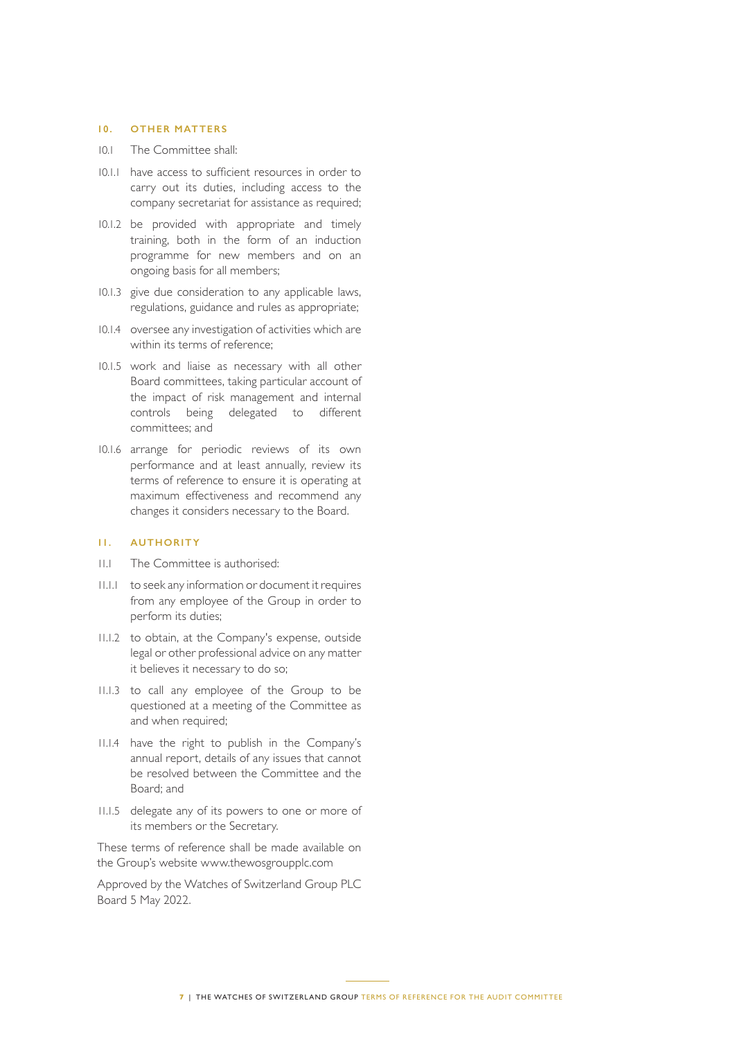## 10. OTHER MATTERS

10.1 The Committee shall:

10.1.1 have access to sufficient resources in order to carry out its duties, including access to the company secretariat for assistance as required;

10.1.2 be provided with appropriate and timely training, both in the form of an induction programme for new members and on an ongoing basis for all members;

10.1.3 give due consideration to any applicable laws, regulations, guidance and rules as appropriate;

10.1.4 oversee any investigation of activities which are within its terms of reference;

10.1.5 work and liaise as necessary with all other Board committees, taking particular account of the impact of risk management and internal controls being delegated to different committees; and

10.1.6 arrange for periodic reviews of its own performance and at least annually, review its terms of reference to ensure it is operating at maximum effectiveness and recommend any changes it considers necessary to the Board.

## 11. AUTHORITY

11.1 The Committee is authorised:

11.1.1 to seek any information or document it requires from any employee of the Group in order to perform its duties;

11.1.2 to obtain, at the Company's expense, outside legal or other professional advice on any matter it believes it necessary to do so;

11.1.3 to call any employee of the Group to be questioned at a meeting of the Committee as and when required;

11.1.4 have the right to publish in the Company's annual report, details of any issues that cannot be resolved between the Committee and the Board; and

11.1.5 delegate any of its powers to one or more of its members or the Secretary.

These terms of reference shall be made available on the Group's website www.thewosgroupplc.com

Approved by the Watches of Switzerland Group PLC Board 5 May 2022.